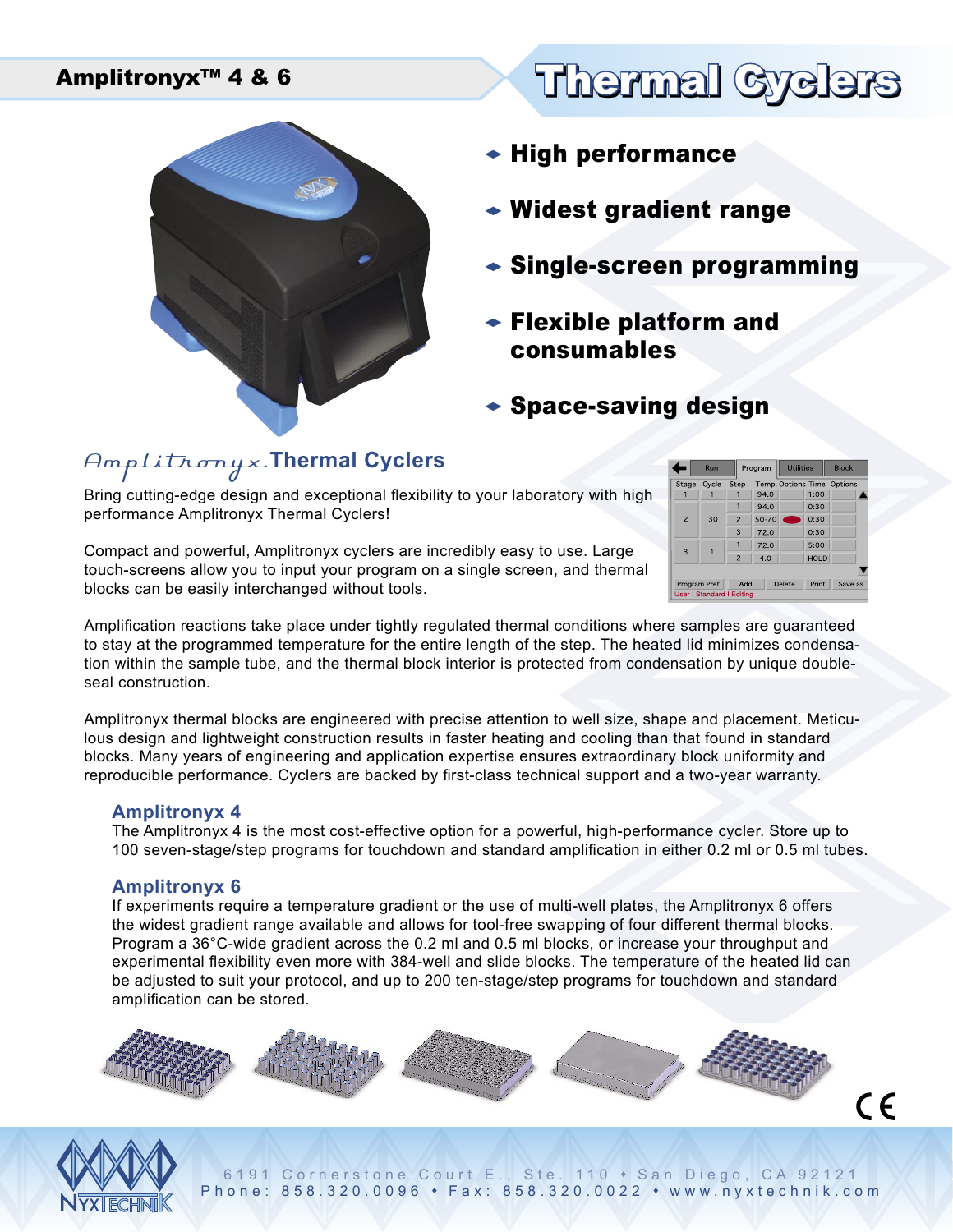# Amplitronyx™ 4 & 6

# Thermal Cyclers

- High performance
- Widest gradient range
- Single-screen programming
- Flexible platform and consumables
- Space-saving design

## Amplitronyx Thermal Cyclers

Bring cutting-edge design and exceptional flexibility to your laboratory with high performance Amplitronyx Thermal Cyclers!

Compact and powerful, Amplitronyx cyclers are incredibly easy to use. Large touch-screens allow you to input your program on a single screen, and thermal blocks can be easily interchanged without tools.

| Stage | Cycle | Step | Temp. | Options | Time | Options |
|---|---|---|---|---|---|---|
| 1 | 1 | 1 | 94.0 | | 1:00 | |
| 2 | 30 | 1 | 94.0 | | 0:30 | |
| | | 2 | 50-70 | | 0:30 | |
| | | 3 | 72.0 | | 0:30 | |
| 3 | 1 | 1 | 72.0 | | 5:00 | |
| | | 2 | 4.0 | | HOLD | |

Amplification reactions take place under tightly regulated thermal conditions where samples are guaranteed to stay at the programmed temperature for the entire length of the step. The heated lid minimizes condensation within the sample tube, and the thermal block interior is protected from condensation by unique double-seal construction.

Amplitronyx thermal blocks are engineered with precise attention to well size, shape and placement. Meticulous design and lightweight construction results in faster heating and cooling than that found in standard blocks. Many years of engineering and application expertise ensures extraordinary block uniformity and reproducible performance. Cyclers are backed by first-class technical support and a two-year warranty.

### Amplitronyx 4

The Amplitronyx 4 is the most cost-effective option for a powerful, high-performance cycler. Store up to 100 seven-stage/step programs for touchdown and standard amplification in either 0.2 ml or 0.5 ml tubes.

### Amplitronyx 6

If experiments require a temperature gradient or the use of multi-well plates, the Amplitronyx 6 offers the widest gradient range available and allows for tool-free swapping of four different thermal blocks. Program a 36°C-wide gradient across the 0.2 ml and 0.5 ml blocks, or increase your throughput and experimental flexibility even more with 384-well and slide blocks. The temperature of the heated lid can be adjusted to suit your protocol, and up to 200 ten-stage/step programs for touchdown and standard amplification can be stored.

NYXTECHNIK

6191 Cornerstone Court E., Ste. 110 • San Diego, CA 92121
Phone: 858.320.0096 • Fax: 858.320.0022 • www.nyxtechnik.com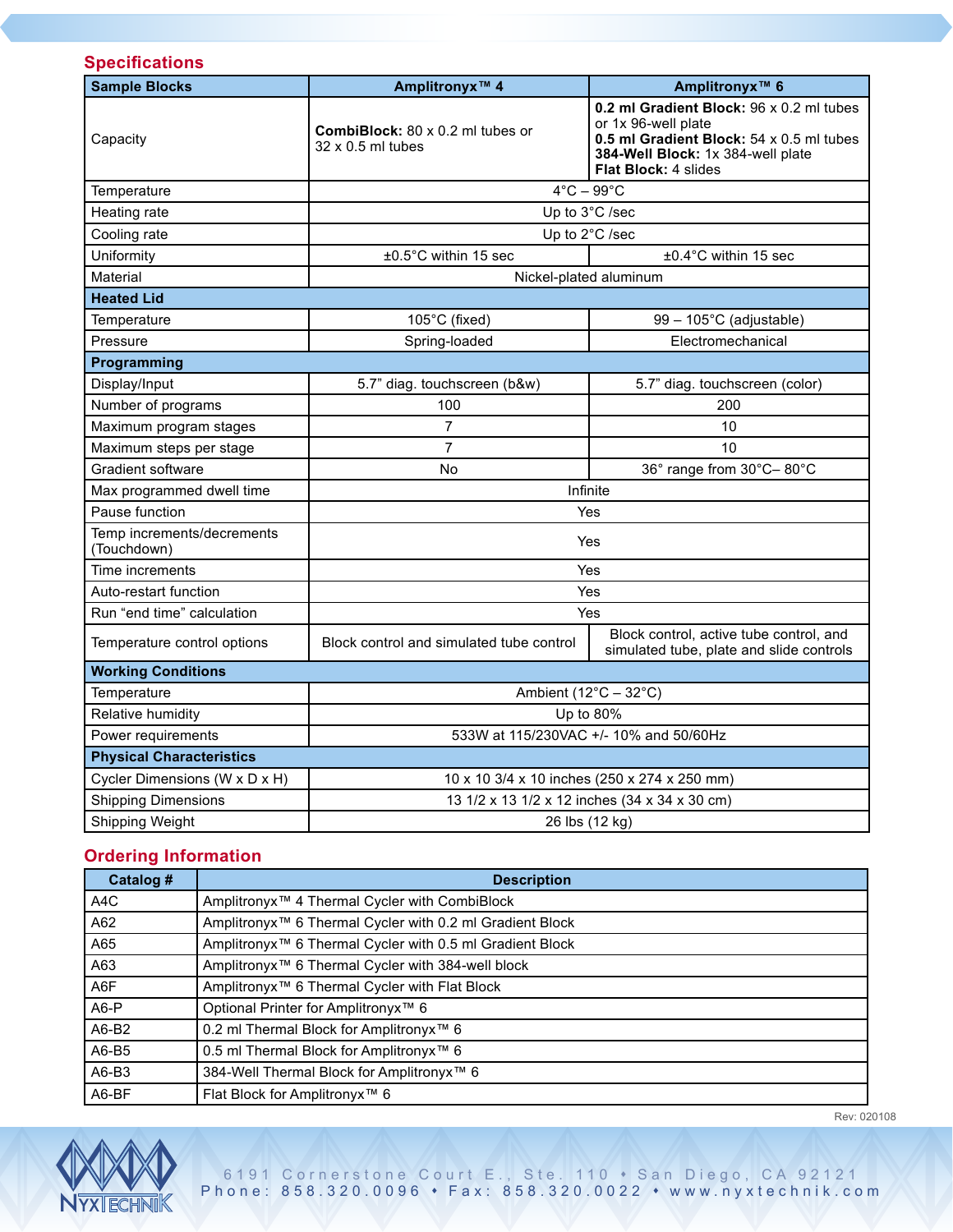## Specifications

| Sample Blocks | Amplitronyx™ 4 | Amplitronyx™ 6 |
|---|---|---|
| Capacity | **CombiBlock:** 80 x 0.2 ml tubes or 32 x 0.5 ml tubes | **0.2 ml Gradient Block:** 96 x 0.2 ml tubes or 1x 96-well plate<br>**0.5 ml Gradient Block:** 54 x 0.5 ml tubes<br>**384-Well Block:** 1x 384-well plate<br>**Flat Block:** 4 slides |
| Temperature | 4°C – 99°C | |
| Heating rate | Up to 3°C /sec | |
| Cooling rate | Up to 2°C /sec | |
| Uniformity | ±0.5°C within 15 sec | ±0.4°C within 15 sec |
| Material | Nickel-plated aluminum | |
| **Heated Lid** | | |
| Temperature | 105°C (fixed) | 99 – 105°C (adjustable) |
| Pressure | Spring-loaded | Electromechanical |
| **Programming** | | |
| Display/Input | 5.7" diag. touchscreen (b&w) | 5.7" diag. touchscreen (color) |
| Number of programs | 100 | 200 |
| Maximum program stages | 7 | 10 |
| Maximum steps per stage | 7 | 10 |
| Gradient software | No | 36° range from 30°C– 80°C |
| Max programmed dwell time | Infinite | |
| Pause function | Yes | |
| Temp increments/decrements (Touchdown) | Yes | |
| Time increments | Yes | |
| Auto-restart function | Yes | |
| Run "end time" calculation | Yes | |
| Temperature control options | Block control and simulated tube control | Block control, active tube control, and simulated tube, plate and slide controls |
| **Working Conditions** | | |
| Temperature | Ambient (12°C – 32°C) | |
| Relative humidity | Up to 80% | |
| Power requirements | 533W at 115/230VAC +/- 10% and 50/60Hz | |
| **Physical Characteristics** | | |
| Cycler Dimensions (W x D x H) | 10 x 10 3/4 x 10 inches (250 x 274 x 250 mm) | |
| Shipping Dimensions | 13 1/2 x 13 1/2 x 12 inches (34 x 34 x 30 cm) | |
| Shipping Weight | 26 lbs (12 kg) | |

## Ordering Information

| Catalog # | Description |
|---|---|
| A4C | Amplitronyx™ 4 Thermal Cycler with CombiBlock |
| A62 | Amplitronyx™ 6 Thermal Cycler with 0.2 ml Gradient Block |
| A65 | Amplitronyx™ 6 Thermal Cycler with 0.5 ml Gradient Block |
| A63 | Amplitronyx™ 6 Thermal Cycler with 384-well block |
| A6F | Amplitronyx™ 6 Thermal Cycler with Flat Block |
| A6-P | Optional Printer for Amplitronyx™ 6 |
| A6-B2 | 0.2 ml Thermal Block for Amplitronyx™ 6 |
| A6-B5 | 0.5 ml Thermal Block for Amplitronyx™ 6 |
| A6-B3 | 384-Well Thermal Block for Amplitronyx™ 6 |
| A6-BF | Flat Block for Amplitronyx™ 6 |

Rev: 020108

NYXTECHNIK

6191 Cornerstone Court E., Ste. 110 • San Diego, CA 92121
Phone: 858.320.0096 • Fax: 858.320.0022 • www.nyxtechnik.com